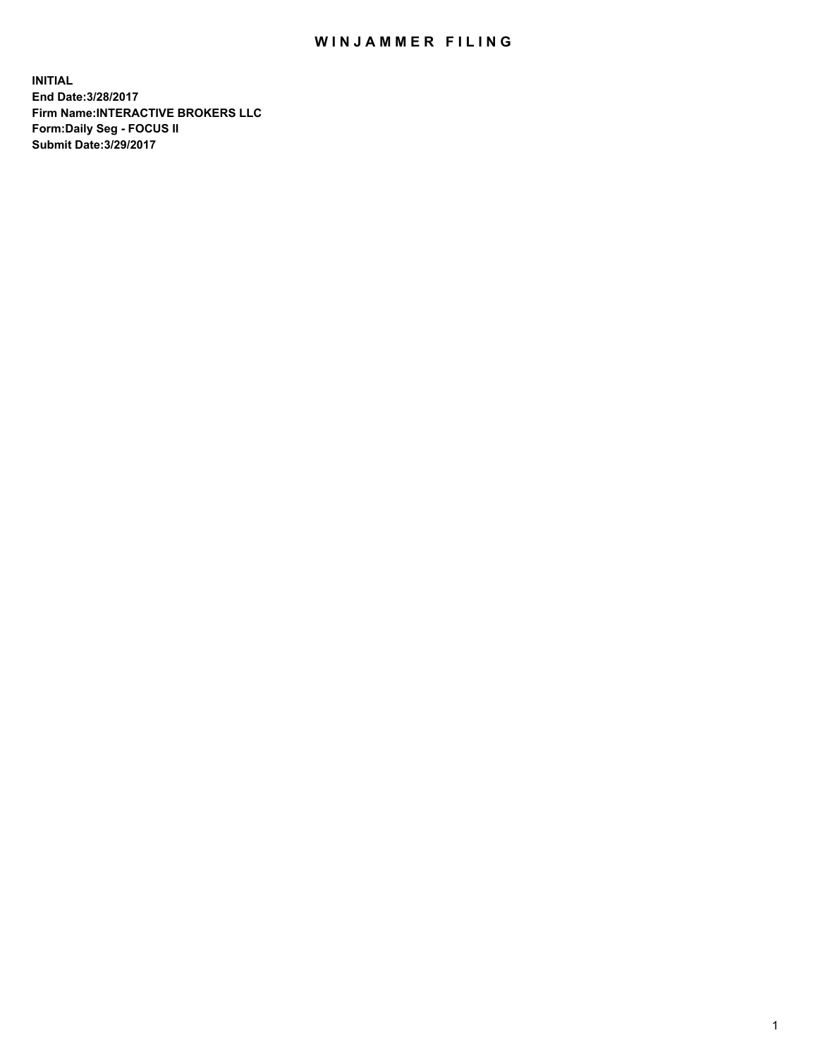# WINJAMMER FILING

**INITIAL**
**End Date:3/28/2017**
**Firm Name:INTERACTIVE BROKERS LLC**
**Form:Daily Seg - FOCUS II**
**Submit Date:3/29/2017**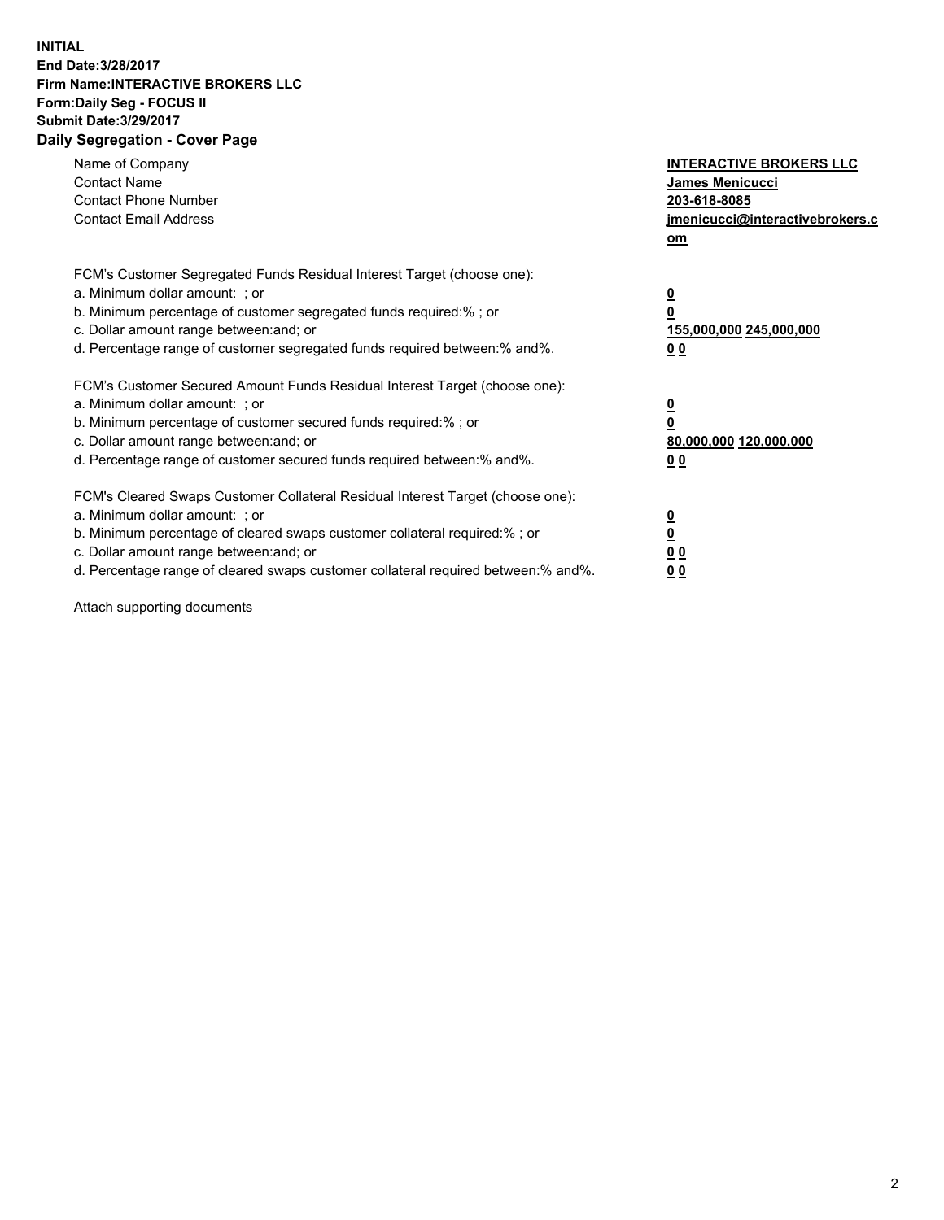**INITIAL**
**End Date:3/28/2017**
**Firm Name:INTERACTIVE BROKERS LLC**
**Form:Daily Seg - FOCUS II**
**Submit Date:3/29/2017**
**Daily Segregation - Cover Page**

| | |
|---|---|
| Name of Company | **INTERACTIVE BROKERS LLC** |
| Contact Name | **James Menicucci** |
| Contact Phone Number | **203-618-8085** |
| Contact Email Address | **jmenicucci@interactivebrokers.com** |

| | |
|---|---|
| FCM's Customer Segregated Funds Residual Interest Target (choose one): | |
| a. Minimum dollar amount: ; or | **0** |
| b. Minimum percentage of customer segregated funds required:% ; or | **0** |
| c. Dollar amount range between:and; or | **155,000,000 245,000,000** |
| d. Percentage range of customer segregated funds required between:% and%. | **0 0** |
| FCM's Customer Secured Amount Funds Residual Interest Target (choose one): | |
| a. Minimum dollar amount: ; or | **0** |
| b. Minimum percentage of customer secured funds required:% ; or | **0** |
| c. Dollar amount range between:and; or | **80,000,000 120,000,000** |
| d. Percentage range of customer secured funds required between:% and%. | **0 0** |
| FCM's Cleared Swaps Customer Collateral Residual Interest Target (choose one): | |
| a. Minimum dollar amount: ; or | **0** |
| b. Minimum percentage of cleared swaps customer collateral required:% ; or | **0** |
| c. Dollar amount range between:and; or | **0 0** |
| d. Percentage range of cleared swaps customer collateral required between:% and%. | **0 0** |

Attach supporting documents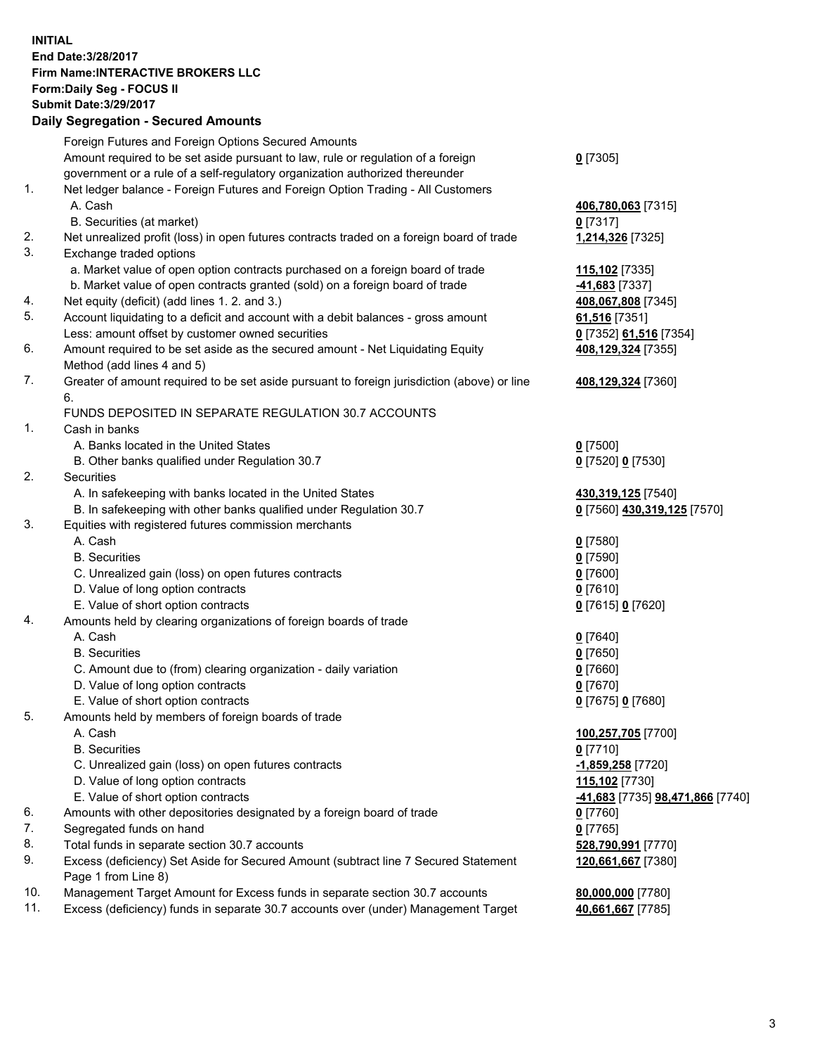**INITIAL**
**End Date:3/28/2017**
**Firm Name:INTERACTIVE BROKERS LLC**
**Form:Daily Seg - FOCUS II**
**Submit Date:3/29/2017**
**Daily Segregation - Secured Amounts**

| | | |
|---|---|---|
| | Foreign Futures and Foreign Options Secured Amounts | |
| | Amount required to be set aside pursuant to law, rule or regulation of a foreign government or a rule of a self-regulatory organization authorized thereunder | **0** [7305] |
| 1. | Net ledger balance - Foreign Futures and Foreign Option Trading - All Customers | |
| | A. Cash | **406,780,063** [7315] |
| | B. Securities (at market) | **0** [7317] |
| 2. | Net unrealized profit (loss) in open futures contracts traded on a foreign board of trade | **1,214,326** [7325] |
| 3. | Exchange traded options | |
| | a. Market value of open option contracts purchased on a foreign board of trade | **115,102** [7335] |
| | b. Market value of open contracts granted (sold) on a foreign board of trade | **-41,683** [7337] |
| 4. | Net equity (deficit) (add lines 1. 2. and 3.) | **408,067,808** [7345] |
| 5. | Account liquidating to a deficit and account with a debit balances - gross amount | **61,516** [7351] |
| | Less: amount offset by customer owned securities | **0** [7352] **61,516** [7354] |
| 6. | Amount required to be set aside as the secured amount - Net Liquidating Equity Method (add lines 4 and 5) | **408,129,324** [7355] |
| 7. | Greater of amount required to be set aside pursuant to foreign jurisdiction (above) or line 6. | **408,129,324** [7360] |
| | FUNDS DEPOSITED IN SEPARATE REGULATION 30.7 ACCOUNTS | |
| 1. | Cash in banks | |
| | A. Banks located in the United States | **0** [7500] |
| | B. Other banks qualified under Regulation 30.7 | **0** [7520] **0** [7530] |
| 2. | Securities | |
| | A. In safekeeping with banks located in the United States | **430,319,125** [7540] |
| | B. In safekeeping with other banks qualified under Regulation 30.7 | **0** [7560] **430,319,125** [7570] |
| 3. | Equities with registered futures commission merchants | |
| | A. Cash | **0** [7580] |
| | B. Securities | **0** [7590] |
| | C. Unrealized gain (loss) on open futures contracts | **0** [7600] |
| | D. Value of long option contracts | **0** [7610] |
| | E. Value of short option contracts | **0** [7615] **0** [7620] |
| 4. | Amounts held by clearing organizations of foreign boards of trade | |
| | A. Cash | **0** [7640] |
| | B. Securities | **0** [7650] |
| | C. Amount due to (from) clearing organization - daily variation | **0** [7660] |
| | D. Value of long option contracts | **0** [7670] |
| | E. Value of short option contracts | **0** [7675] **0** [7680] |
| 5. | Amounts held by members of foreign boards of trade | |
| | A. Cash | **100,257,705** [7700] |
| | B. Securities | **0** [7710] |
| | C. Unrealized gain (loss) on open futures contracts | **-1,859,258** [7720] |
| | D. Value of long option contracts | **115,102** [7730] |
| | E. Value of short option contracts | **-41,683** [7735] **98,471,866** [7740] |
| 6. | Amounts with other depositories designated by a foreign board of trade | **0** [7760] |
| 7. | Segregated funds on hand | **0** [7765] |
| 8. | Total funds in separate section 30.7 accounts | **528,790,991** [7770] |
| 9. | Excess (deficiency) Set Aside for Secured Amount (subtract line 7 Secured Statement Page 1 from Line 8) | **120,661,667** [7380] |
| 10. | Management Target Amount for Excess funds in separate section 30.7 accounts | **80,000,000** [7780] |
| 11. | Excess (deficiency) funds in separate 30.7 accounts over (under) Management Target | **40,661,667** [7785] |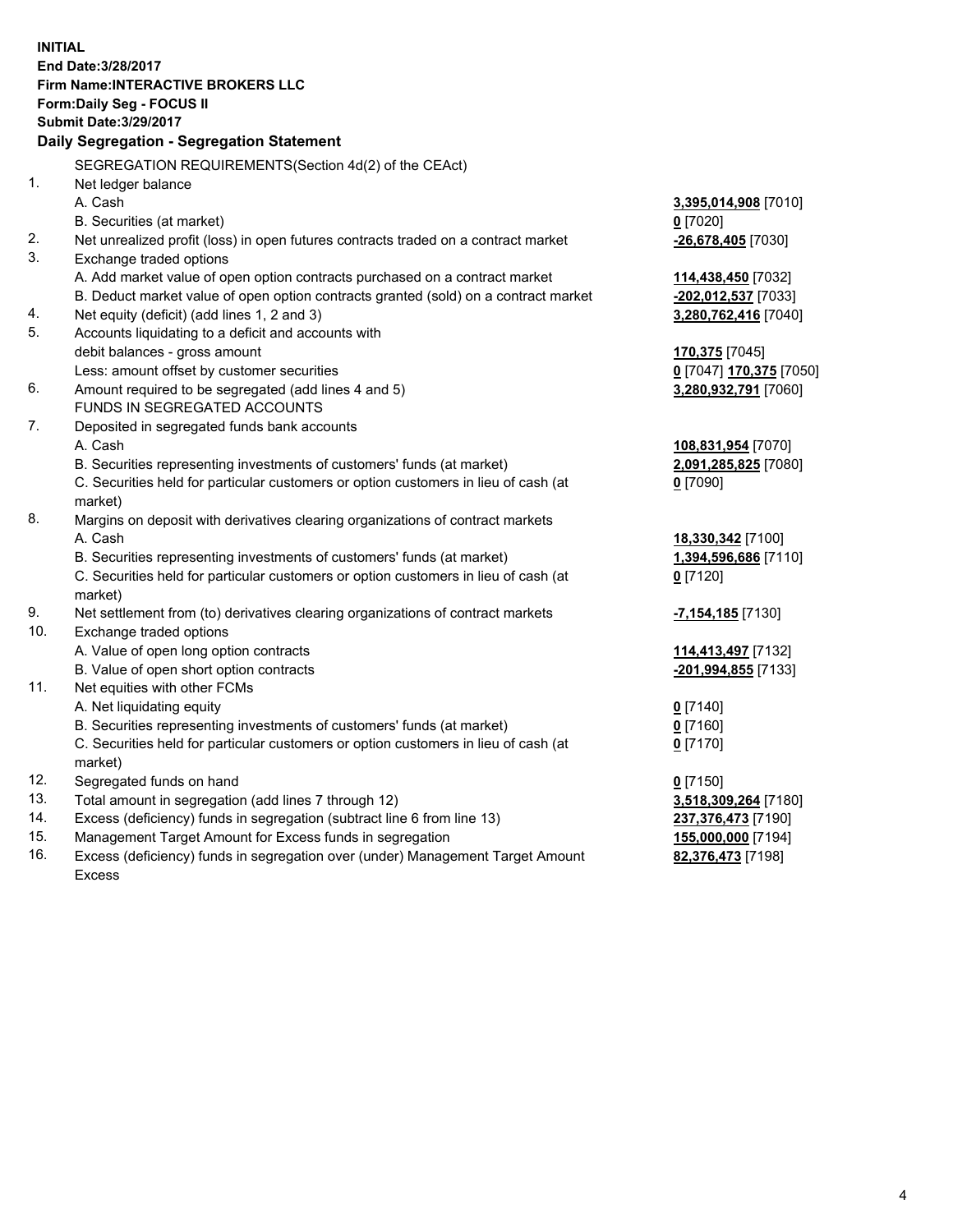**INITIAL**
**End Date:3/28/2017**
**Firm Name:INTERACTIVE BROKERS LLC**
**Form:Daily Seg - FOCUS II**
**Submit Date:3/29/2017**

**Daily Segregation - Segregation Statement**

SEGREGATION REQUIREMENTS(Section 4d(2) of the CEAct)

| | | |
|---|---|---|
| 1. | Net ledger balance | |
| | A. Cash | **3,395,014,908** [7010] |
| | B. Securities (at market) | **0** [7020] |
| 2. | Net unrealized profit (loss) in open futures contracts traded on a contract market | **-26,678,405** [7030] |
| 3. | Exchange traded options | |
| | A. Add market value of open option contracts purchased on a contract market | **114,438,450** [7032] |
| | B. Deduct market value of open option contracts granted (sold) on a contract market | **-202,012,537** [7033] |
| 4. | Net equity (deficit) (add lines 1, 2 and 3) | **3,280,762,416** [7040] |
| 5. | Accounts liquidating to a deficit and accounts with | |
| | debit balances - gross amount | **170,375** [7045] |
| | Less: amount offset by customer securities | **0** [7047] **170,375** [7050] |
| 6. | Amount required to be segregated (add lines 4 and 5) | **3,280,932,791** [7060] |
| | FUNDS IN SEGREGATED ACCOUNTS | |
| 7. | Deposited in segregated funds bank accounts | |
| | A. Cash | **108,831,954** [7070] |
| | B. Securities representing investments of customers' funds (at market) | **2,091,285,825** [7080] |
| | C. Securities held for particular customers or option customers in lieu of cash (at market) | **0** [7090] |
| 8. | Margins on deposit with derivatives clearing organizations of contract markets | |
| | A. Cash | **18,330,342** [7100] |
| | B. Securities representing investments of customers' funds (at market) | **1,394,596,686** [7110] |
| | C. Securities held for particular customers or option customers in lieu of cash (at market) | **0** [7120] |
| 9. | Net settlement from (to) derivatives clearing organizations of contract markets | **-7,154,185** [7130] |
| 10. | Exchange traded options | |
| | A. Value of open long option contracts | **114,413,497** [7132] |
| | B. Value of open short option contracts | **-201,994,855** [7133] |
| 11. | Net equities with other FCMs | |
| | A. Net liquidating equity | **0** [7140] |
| | B. Securities representing investments of customers' funds (at market) | **0** [7160] |
| | C. Securities held for particular customers or option customers in lieu of cash (at market) | **0** [7170] |
| 12. | Segregated funds on hand | **0** [7150] |
| 13. | Total amount in segregation (add lines 7 through 12) | **3,518,309,264** [7180] |
| 14. | Excess (deficiency) funds in segregation (subtract line 6 from line 13) | **237,376,473** [7190] |
| 15. | Management Target Amount for Excess funds in segregation | **155,000,000** [7194] |
| 16. | Excess (deficiency) funds in segregation over (under) Management Target Amount Excess | **82,376,473** [7198] |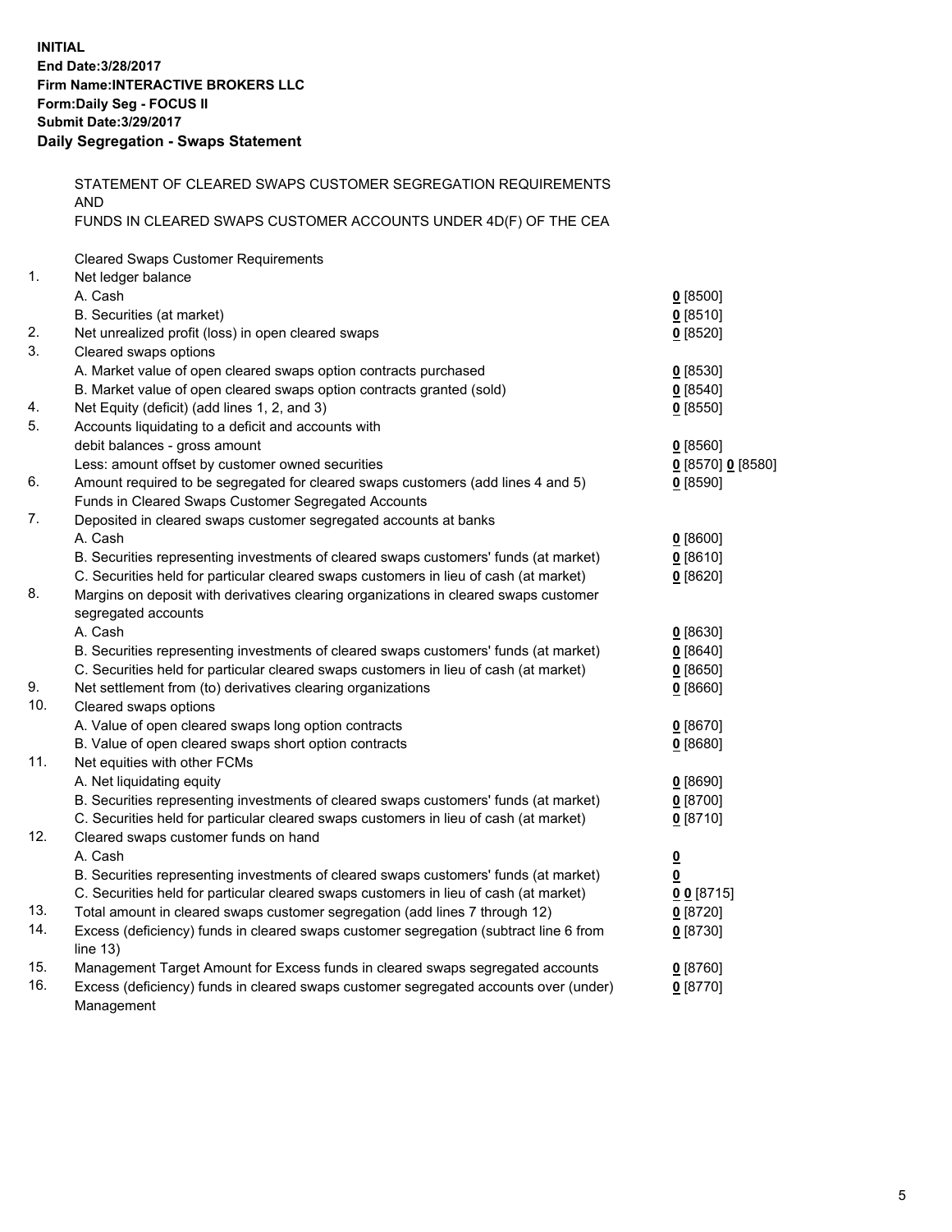**INITIAL**
**End Date:3/28/2017**
**Firm Name:INTERACTIVE BROKERS LLC**
**Form:Daily Seg - FOCUS II**
**Submit Date:3/29/2017**
**Daily Segregation - Swaps Statement**

STATEMENT OF CLEARED SWAPS CUSTOMER SEGREGATION REQUIREMENTS AND FUNDS IN CLEARED SWAPS CUSTOMER ACCOUNTS UNDER 4D(F) OF THE CEA

| | | |
|---|---|---|
| | Cleared Swaps Customer Requirements | |
| 1. | Net ledger balance | |
| | A. Cash | 0 [8500] |
| | B. Securities (at market) | 0 [8510] |
| 2. | Net unrealized profit (loss) in open cleared swaps | 0 [8520] |
| 3. | Cleared swaps options | |
| | A. Market value of open cleared swaps option contracts purchased | 0 [8530] |
| | B. Market value of open cleared swaps option contracts granted (sold) | 0 [8540] |
| 4. | Net Equity (deficit) (add lines 1, 2, and 3) | 0 [8550] |
| 5. | Accounts liquidating to a deficit and accounts with debit balances - gross amount | 0 [8560] |
| | Less: amount offset by customer owned securities | 0 [8570] 0 [8580] |
| 6. | Amount required to be segregated for cleared swaps customers (add lines 4 and 5) | 0 [8590] |
| | Funds in Cleared Swaps Customer Segregated Accounts | |
| 7. | Deposited in cleared swaps customer segregated accounts at banks | |
| | A. Cash | 0 [8600] |
| | B. Securities representing investments of cleared swaps customers' funds (at market) | 0 [8610] |
| | C. Securities held for particular cleared swaps customers in lieu of cash (at market) | 0 [8620] |
| 8. | Margins on deposit with derivatives clearing organizations in cleared swaps customer segregated accounts | |
| | A. Cash | 0 [8630] |
| | B. Securities representing investments of cleared swaps customers' funds (at market) | 0 [8640] |
| | C. Securities held for particular cleared swaps customers in lieu of cash (at market) | 0 [8650] |
| 9. | Net settlement from (to) derivatives clearing organizations | 0 [8660] |
| 10. | Cleared swaps options | |
| | A. Value of open cleared swaps long option contracts | 0 [8670] |
| | B. Value of open cleared swaps short option contracts | 0 [8680] |
| 11. | Net equities with other FCMs | |
| | A. Net liquidating equity | 0 [8690] |
| | B. Securities representing investments of cleared swaps customers' funds (at market) | 0 [8700] |
| | C. Securities held for particular cleared swaps customers in lieu of cash (at market) | 0 [8710] |
| 12. | Cleared swaps customer funds on hand | |
| | A. Cash | 0 |
| | B. Securities representing investments of cleared swaps customers' funds (at market) | 0 |
| | C. Securities held for particular cleared swaps customers in lieu of cash (at market) | 0 0 [8715] |
| 13. | Total amount in cleared swaps customer segregation (add lines 7 through 12) | 0 [8720] |
| 14. | Excess (deficiency) funds in cleared swaps customer segregation (subtract line 6 from line 13) | 0 [8730] |
| 15. | Management Target Amount for Excess funds in cleared swaps segregated accounts | 0 [8760] |
| 16. | Excess (deficiency) funds in cleared swaps customer segregated accounts over (under) Management | 0 [8770] |